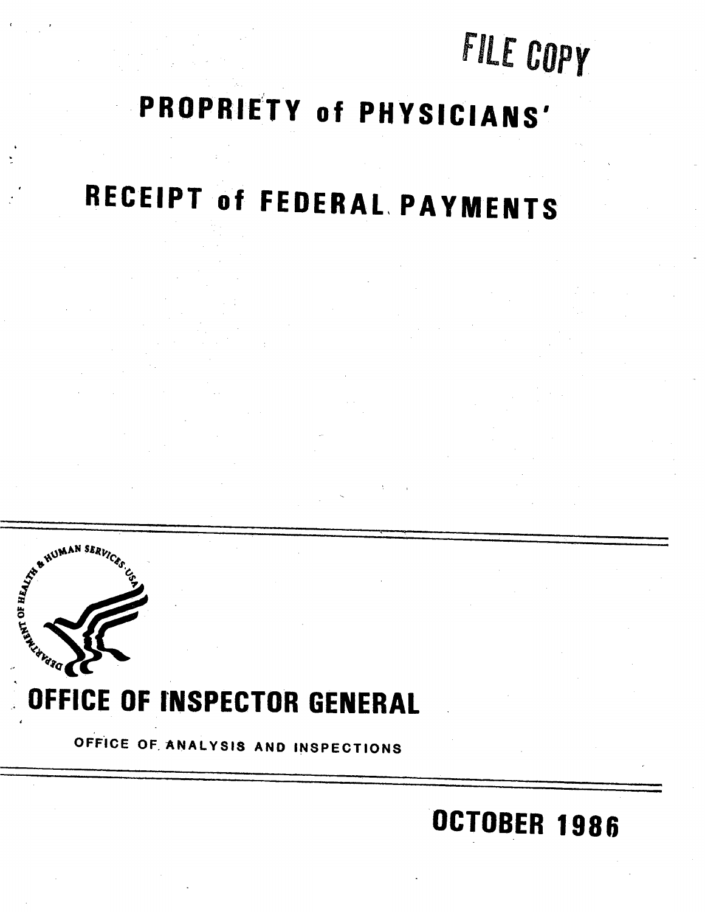FILE COPY

# PROPRIETY of PHYSICIANS' RECEIPT of FEDERAL PAYMENTS

## OFFICE OF INSPECTOR GENERAL

OFFICE OF ANALYSIS AND INSPECTIONS

OCTOBER 1986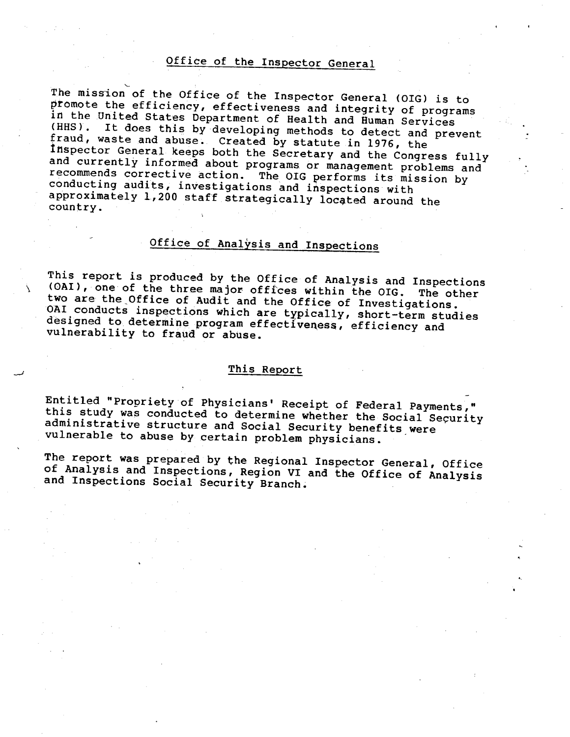## Office of the Inspector General

The mission of the Office of the Inspector General (OIG) is to promote the efficiency, effectiveness and integrity of programs in the United States Department of Health and Human Services (HHS). It does this by developing methods to detect and prevent fraud, waste and abuse. Created by statute in 1976, the Inspector General keeps both the Secretary and the Congress fully and currently informed about programs or management problems and recommends corrective action. The OIG performs its mission by conducting audits, investigations and inspections with approximately 1,200 staff strategically located around the country.

## Office of Analysis and Inspections

This report is produced by the Office of Analysis and Inspections (OAI), one of the three major offices within the OIG. The other two are the Office of Audit and the Office of Investigations. OAI conducts inspections which are typically, short-term studies designed to determine program effectiveness, efficiency and vulnerability to fraud or abuse.

## This Report

Entitled "Propriety of Physicians' Receipt of Federal Payments," this study was conducted to determine whether the Social Security administrative structure and Social Security benefits were vulnerable to abuse by certain problem physicians.

The report was prepared by the Regional Inspector General, Office of Analysis and Inspections, Region VI and the Office of Analysis and Inspections Social Security Branch.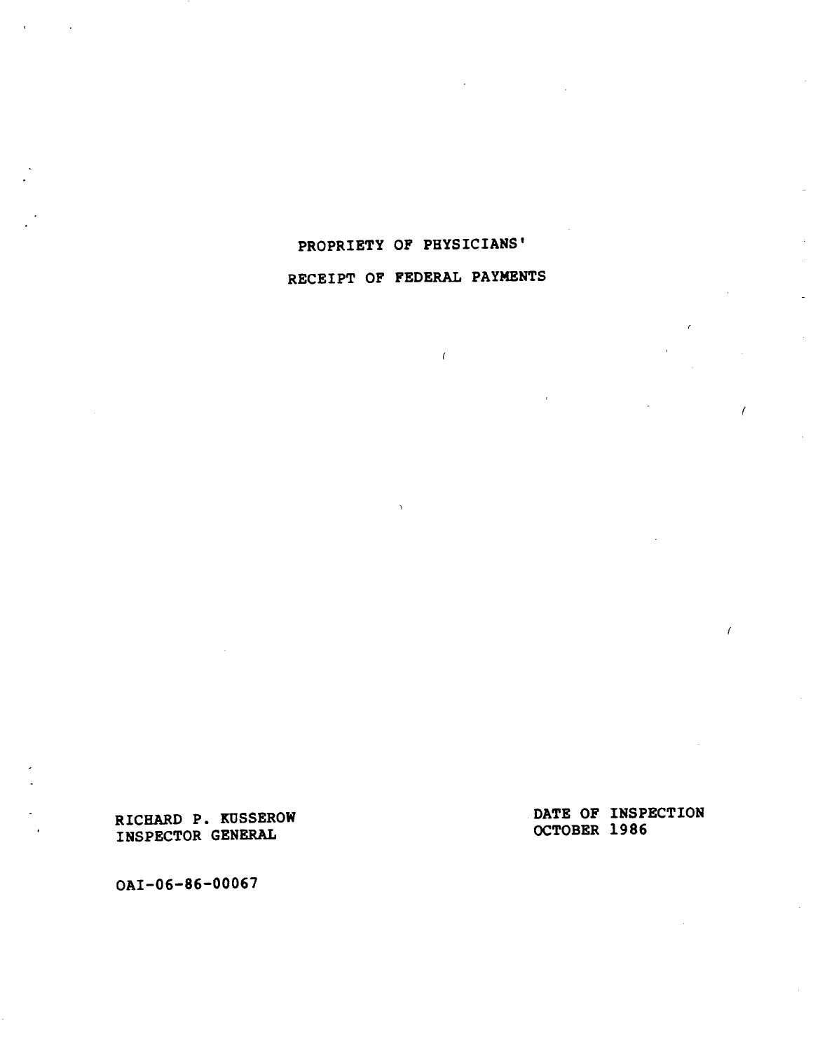# PROPRIETY OF PHYSICIANS' RECEIPT OF FEDERAL PAYMENTS

RICHARD P. KUSSEROW
INSPECTOR GENERAL

DATE OF INSPECTION
OCTOBER 1986

OAI-06-86-00067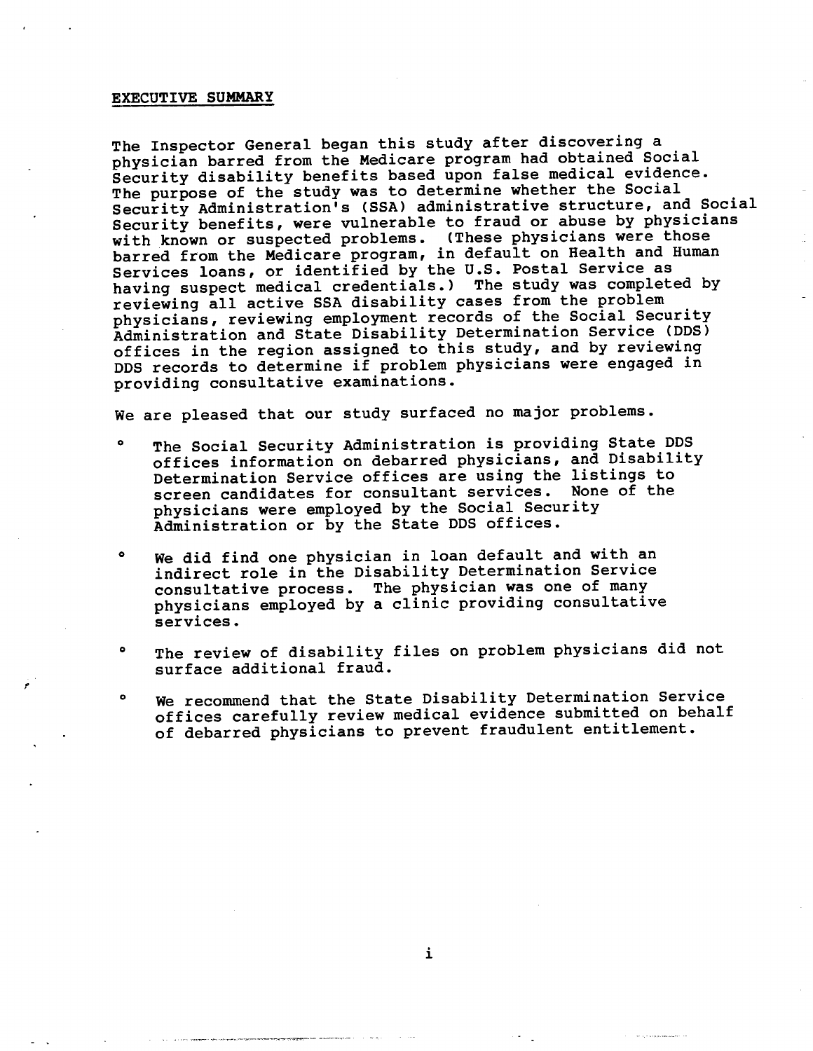## EXECUTIVE SUMMARY

The Inspector General began this study after discovering a physician barred from the Medicare program had obtained Social Security disability benefits based upon false medical evidence. The purpose of the study was to determine whether the Social Security Administration's (SSA) administrative structure, and Social Security benefits, were vulnerable to fraud or abuse by physicians with known or suspected problems. (These physicians were those barred from the Medicare program, in default on Health and Human Services loans, or identified by the U.S. Postal Service as having suspect medical credentials.) The study was completed by reviewing all active SSA disability cases from the problem physicians, reviewing employment records of the Social Security Administration and State Disability Determination Service (DDS) offices in the region assigned to this study, and by reviewing DDS records to determine if problem physicians were engaged in providing consultative examinations.

We are pleased that our study surfaced no major problems.

- The Social Security Administration is providing State DDS offices information on debarred physicians, and Disability Determination Service offices are using the listings to screen candidates for consultant services. None of the physicians were employed by the Social Security Administration or by the State DDS offices.

- We did find one physician in loan default and with an indirect role in the Disability Determination Service consultative process. The physician was one of many physicians employed by a clinic providing consultative services.

- The review of disability files on problem physicians did not surface additional fraud.

- We recommend that the State Disability Determination Service offices carefully review medical evidence submitted on behalf of debarred physicians to prevent fraudulent entitlement.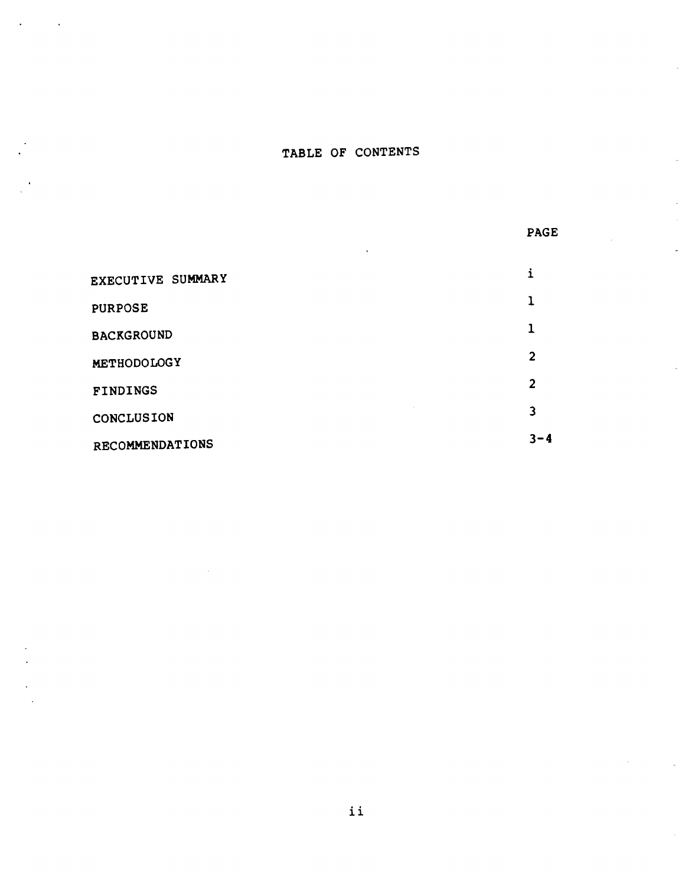# TABLE OF CONTENTS

| | PAGE |
|---|---|
| EXECUTIVE SUMMARY | i |
| PURPOSE | 1 |
| BACKGROUND | 1 |
| METHODOLOGY | 2 |
| FINDINGS | 2 |
| CONCLUSION | 3 |
| RECOMMENDATIONS | 3-4 |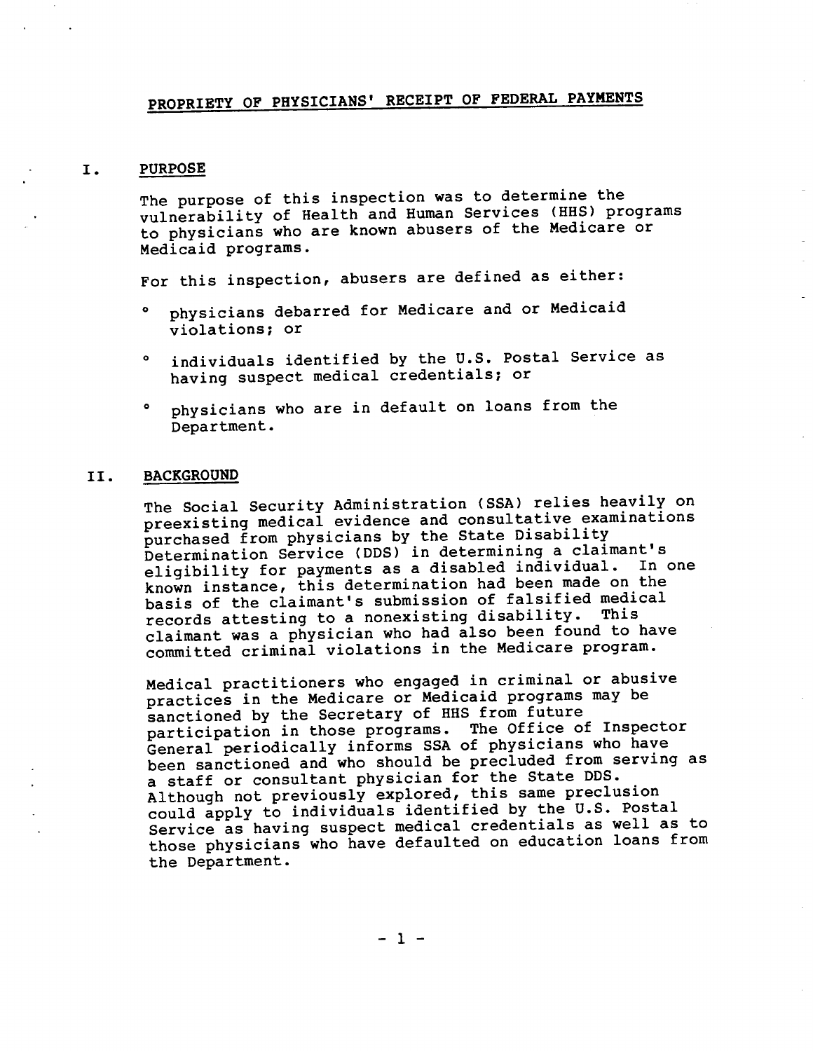# PROPRIETY OF PHYSICIANS' RECEIPT OF FEDERAL PAYMENTS

## I. PURPOSE

The purpose of this inspection was to determine the vulnerability of Health and Human Services (HHS) programs to physicians who are known abusers of the Medicare or Medicaid programs.

For this inspection, abusers are defined as either:

- physicians debarred for Medicare and or Medicaid violations; or
- individuals identified by the U.S. Postal Service as having suspect medical credentials; or
- physicians who are in default on loans from the Department.

## II. BACKGROUND

The Social Security Administration (SSA) relies heavily on preexisting medical evidence and consultative examinations purchased from physicians by the State Disability Determination Service (DDS) in determining a claimant's eligibility for payments as a disabled individual. In one known instance, this determination had been made on the basis of the claimant's submission of falsified medical records attesting to a nonexisting disability. This claimant was a physician who had also been found to have committed criminal violations in the Medicare program.

Medical practitioners who engaged in criminal or abusive practices in the Medicare or Medicaid programs may be sanctioned by the Secretary of HHS from future participation in those programs. The Office of Inspector General periodically informs SSA of physicians who have been sanctioned and who should be precluded from serving as a staff or consultant physician for the State DDS. Although not previously explored, this same preclusion could apply to individuals identified by the U.S. Postal Service as having suspect medical credentials as well as to those physicians who have defaulted on education loans from the Department.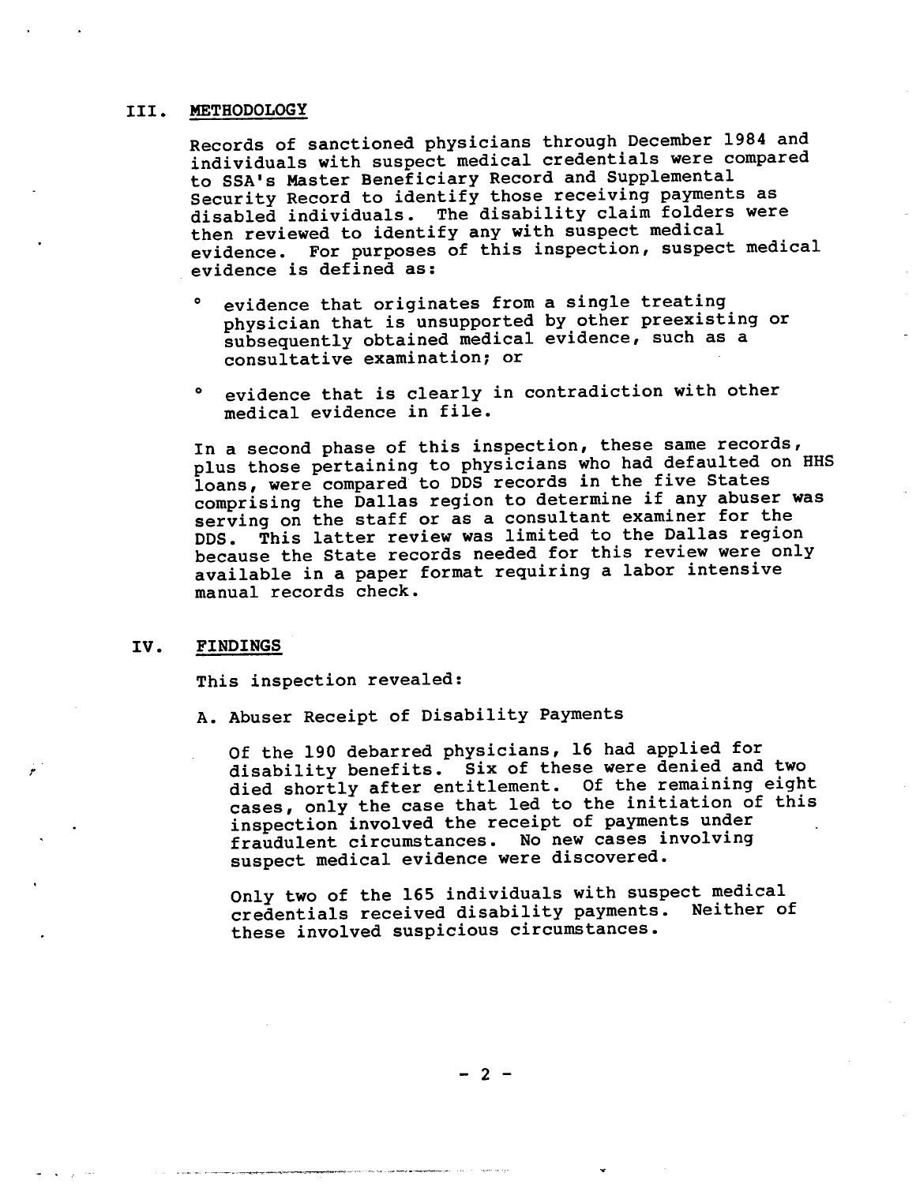## III. METHODOLOGY

Records of sanctioned physicians through December 1984 and individuals with suspect medical credentials were compared to SSA's Master Beneficiary Record and Supplemental Security Record to identify those receiving payments as disabled individuals. The disability claim folders were then reviewed to identify any with suspect medical evidence. For purposes of this inspection, suspect medical evidence is defined as:

- evidence that originates from a single treating physician that is unsupported by other preexisting or subsequently obtained medical evidence, such as a consultative examination; or
- evidence that is clearly in contradiction with other medical evidence in file.

In a second phase of this inspection, these same records, plus those pertaining to physicians who had defaulted on HHS loans, were compared to DDS records in the five States comprising the Dallas region to determine if any abuser was serving on the staff or as a consultant examiner for the DDS. This latter review was limited to the Dallas region because the State records needed for this review were only available in a paper format requiring a labor intensive manual records check.

## IV. FINDINGS

This inspection revealed:

A. Abuser Receipt of Disability Payments

Of the 190 debarred physicians, 16 had applied for disability benefits. Six of these were denied and two died shortly after entitlement. Of the remaining eight cases, only the case that led to the initiation of this inspection involved the receipt of payments under fraudulent circumstances. No new cases involving suspect medical evidence were discovered.

Only two of the 165 individuals with suspect medical credentials received disability payments. Neither of these involved suspicious circumstances.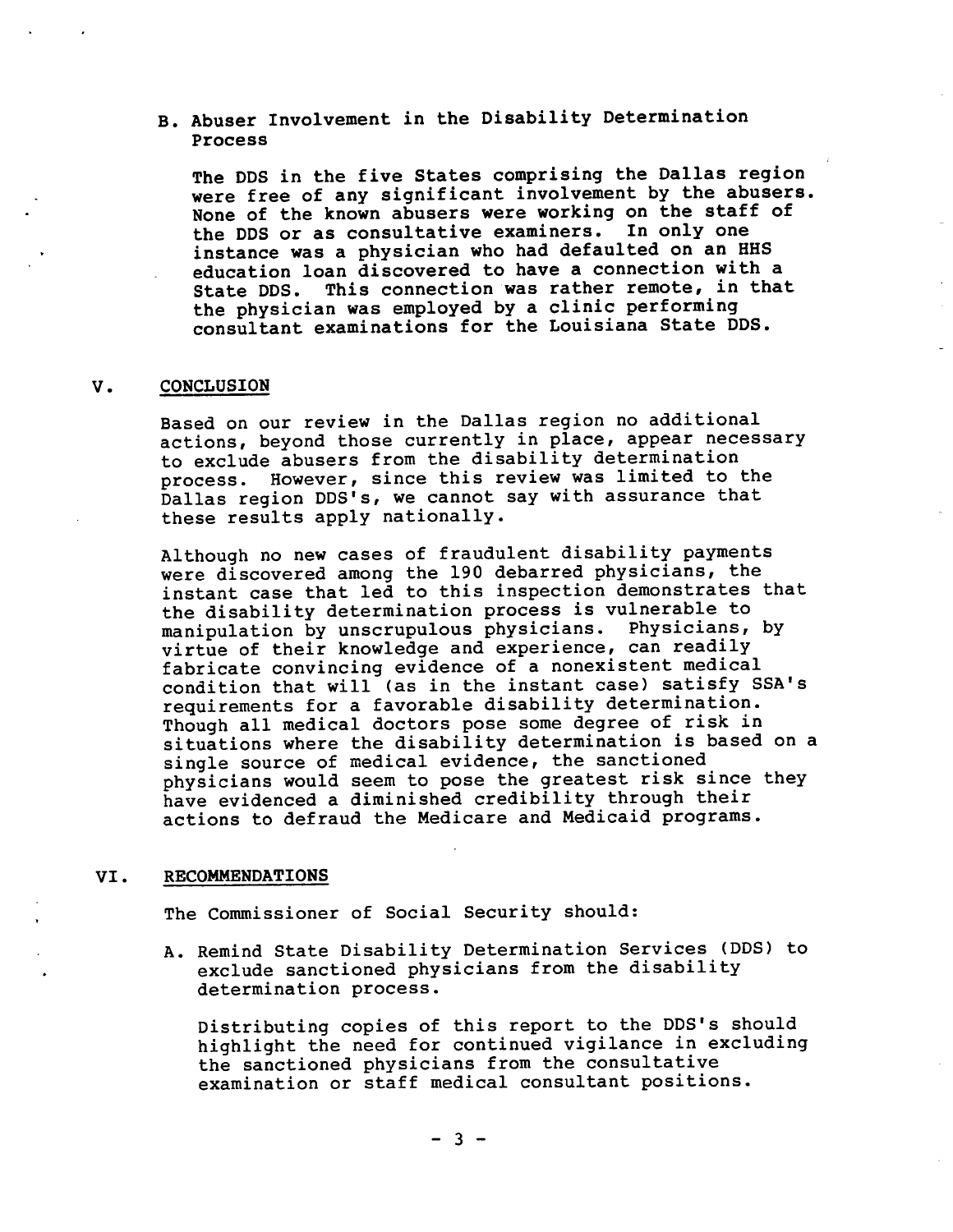### B. Abuser Involvement in the Disability Determination Process

The DDS in the five States comprising the Dallas region were free of any significant involvement by the abusers. None of the known abusers were working on the staff of the DDS or as consultative examiners. In only one instance was a physician who had defaulted on an HHS education loan discovered to have a connection with a State DDS. This connection was rather remote, in that the physician was employed by a clinic performing consultant examinations for the Louisiana State DDS.

## V. CONCLUSION

Based on our review in the Dallas region no additional actions, beyond those currently in place, appear necessary to exclude abusers from the disability determination process. However, since this review was limited to the Dallas region DDS's, we cannot say with assurance that these results apply nationally.

Although no new cases of fraudulent disability payments were discovered among the 190 debarred physicians, the instant case that led to this inspection demonstrates that the disability determination process is vulnerable to manipulation by unscrupulous physicians. Physicians, by virtue of their knowledge and experience, can readily fabricate convincing evidence of a nonexistent medical condition that will (as in the instant case) satisfy SSA's requirements for a favorable disability determination. Though all medical doctors pose some degree of risk in situations where the disability determination is based on a single source of medical evidence, the sanctioned physicians would seem to pose the greatest risk since they have evidenced a diminished credibility through their actions to defraud the Medicare and Medicaid programs.

## VI. RECOMMENDATIONS

The Commissioner of Social Security should:

A. Remind State Disability Determination Services (DDS) to exclude sanctioned physicians from the disability determination process.

Distributing copies of this report to the DDS's should highlight the need for continued vigilance in excluding the sanctioned physicians from the consultative examination or staff medical consultant positions.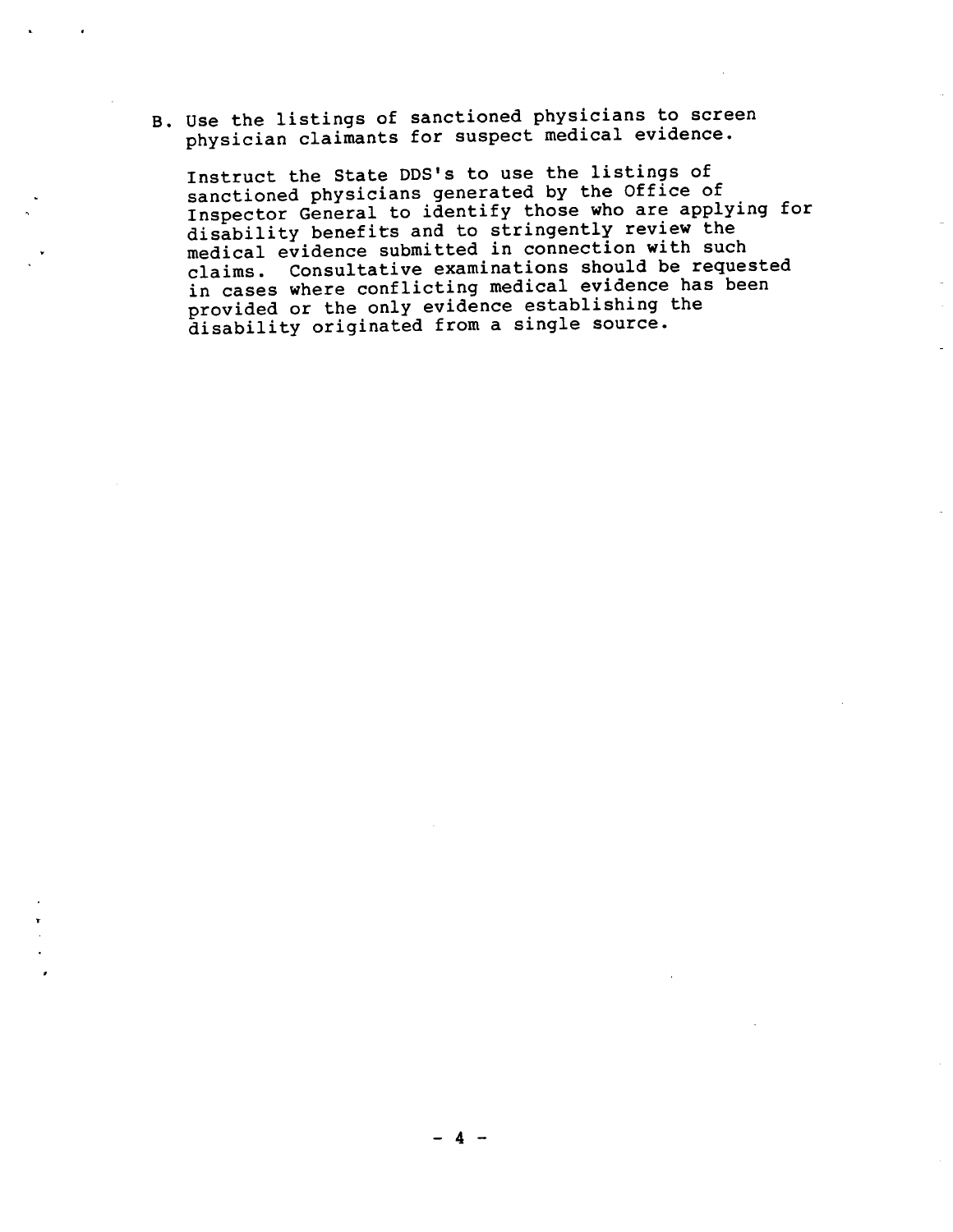B. Use the listings of sanctioned physicians to screen physician claimants for suspect medical evidence.

Instruct the State DDS's to use the listings of sanctioned physicians generated by the Office of Inspector General to identify those who are applying for disability benefits and to stringently review the medical evidence submitted in connection with such claims. Consultative examinations should be requested in cases where conflicting medical evidence has been provided or the only evidence establishing the disability originated from a single source.